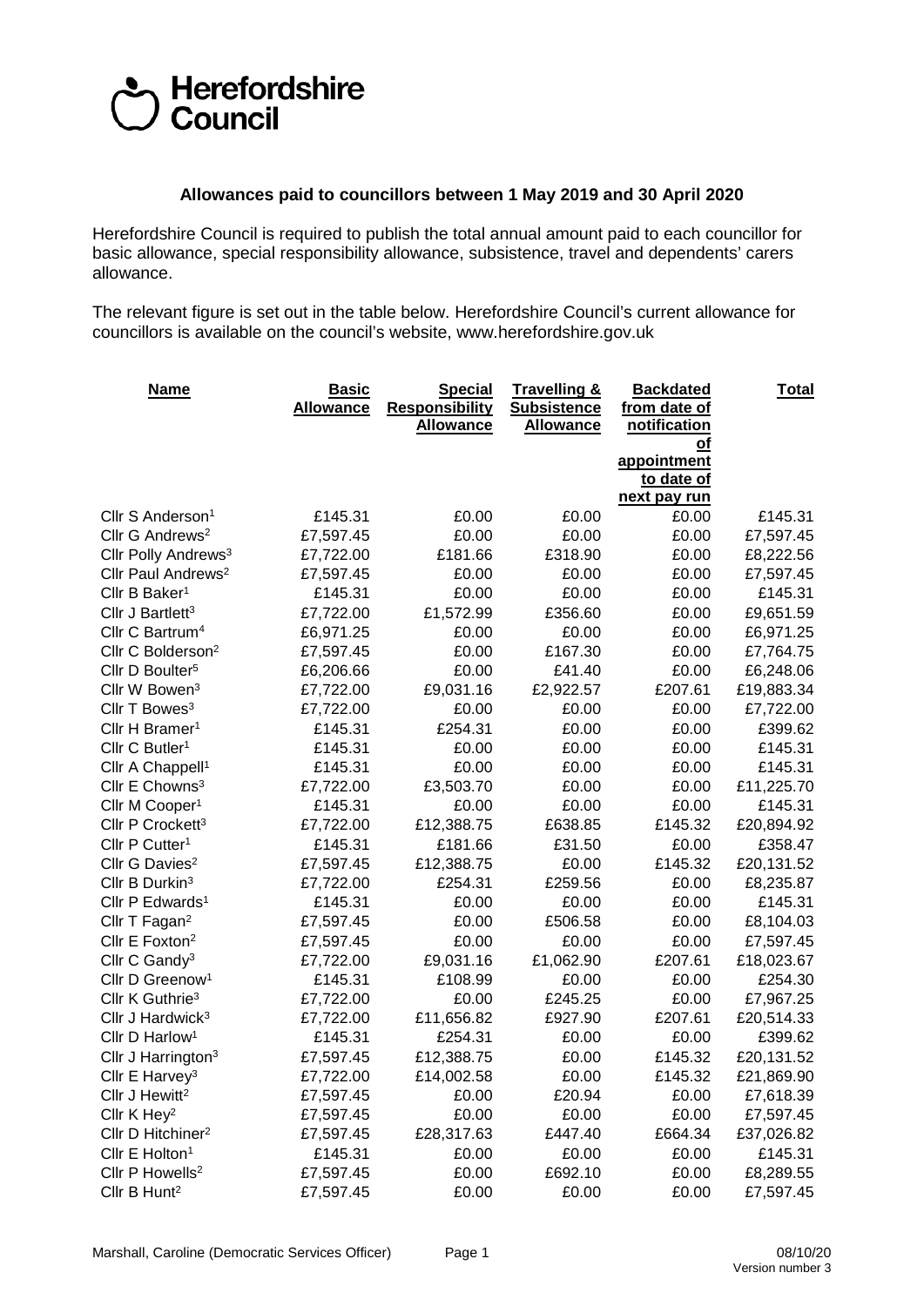Herefordshire Council

**Allowances paid to councillors between 1 May 2019 and 30 April 2020**

Herefordshire Council is required to publish the total annual amount paid to each councillor for basic allowance, special responsibility allowance, subsistence, travel and dependents' carers allowance.

The relevant figure is set out in the table below. Herefordshire Council's current allowance for councillors is available on the council's website, www.herefordshire.gov.uk

| Name | Basic Allowance | Special Responsibility Allowance | Travelling & Subsistence Allowance | Backdated from date of notification of appointment to date of next pay run | Total |
|---|---|---|---|---|---|
| Cllr S Anderson[1] | £145.31 | £0.00 | £0.00 | £0.00 | £145.31 |
| Cllr G Andrews[2] | £7,597.45 | £0.00 | £0.00 | £0.00 | £7,597.45 |
| Cllr Polly Andrews[3] | £7,722.00 | £181.66 | £318.90 | £0.00 | £8,222.56 |
| Cllr Paul Andrews[2] | £7,597.45 | £0.00 | £0.00 | £0.00 | £7,597.45 |
| Cllr B Baker[1] | £145.31 | £0.00 | £0.00 | £0.00 | £145.31 |
| Cllr J Bartlett[3] | £7,722.00 | £1,572.99 | £356.60 | £0.00 | £9,651.59 |
| Cllr C Bartrum[4] | £6,971.25 | £0.00 | £0.00 | £0.00 | £6,971.25 |
| Cllr C Bolderson[2] | £7,597.45 | £0.00 | £167.30 | £0.00 | £7,764.75 |
| Cllr D Boulter[5] | £6,206.66 | £0.00 | £41.40 | £0.00 | £6,248.06 |
| Cllr W Bowen[3] | £7,722.00 | £9,031.16 | £2,922.57 | £207.61 | £19,883.34 |
| Cllr T Bowes[3] | £7,722.00 | £0.00 | £0.00 | £0.00 | £7,722.00 |
| Cllr H Bramer[1] | £145.31 | £254.31 | £0.00 | £0.00 | £399.62 |
| Cllr C Butler[1] | £145.31 | £0.00 | £0.00 | £0.00 | £145.31 |
| Cllr A Chappell[1] | £145.31 | £0.00 | £0.00 | £0.00 | £145.31 |
| Cllr E Chowns[3] | £7,722.00 | £3,503.70 | £0.00 | £0.00 | £11,225.70 |
| Cllr M Cooper[1] | £145.31 | £0.00 | £0.00 | £0.00 | £145.31 |
| Cllr P Crockett[3] | £7,722.00 | £12,388.75 | £638.85 | £145.32 | £20,894.92 |
| Cllr P Cutter[1] | £145.31 | £181.66 | £31.50 | £0.00 | £358.47 |
| Cllr G Davies[2] | £7,597.45 | £12,388.75 | £0.00 | £145.32 | £20,131.52 |
| Cllr B Durkin[3] | £7,722.00 | £254.31 | £259.56 | £0.00 | £8,235.87 |
| Cllr P Edwards[1] | £145.31 | £0.00 | £0.00 | £0.00 | £145.31 |
| Cllr T Fagan[2] | £7,597.45 | £0.00 | £506.58 | £0.00 | £8,104.03 |
| Cllr E Foxton[2] | £7,597.45 | £0.00 | £0.00 | £0.00 | £7,597.45 |
| Cllr C Gandy[3] | £7,722.00 | £9,031.16 | £1,062.90 | £207.61 | £18,023.67 |
| Cllr D Greenow[1] | £145.31 | £108.99 | £0.00 | £0.00 | £254.30 |
| Cllr K Guthrie[3] | £7,722.00 | £0.00 | £245.25 | £0.00 | £7,967.25 |
| Cllr J Hardwick[3] | £7,722.00 | £11,656.82 | £927.90 | £207.61 | £20,514.33 |
| Cllr D Harlow[1] | £145.31 | £254.31 | £0.00 | £0.00 | £399.62 |
| Cllr J Harrington[3] | £7,597.45 | £12,388.75 | £0.00 | £145.32 | £20,131.52 |
| Cllr E Harvey[3] | £7,722.00 | £14,002.58 | £0.00 | £145.32 | £21,869.90 |
| Cllr J Hewitt[2] | £7,597.45 | £0.00 | £20.94 | £0.00 | £7,618.39 |
| Cllr K Hey[2] | £7,597.45 | £0.00 | £0.00 | £0.00 | £7,597.45 |
| Cllr D Hitchiner[2] | £7,597.45 | £28,317.63 | £447.40 | £664.34 | £37,026.82 |
| Cllr E Holton[1] | £145.31 | £0.00 | £0.00 | £0.00 | £145.31 |
| Cllr P Howells[2] | £7,597.45 | £0.00 | £692.10 | £0.00 | £8,289.55 |
| Cllr B Hunt[2] | £7,597.45 | £0.00 | £0.00 | £0.00 | £7,597.45 |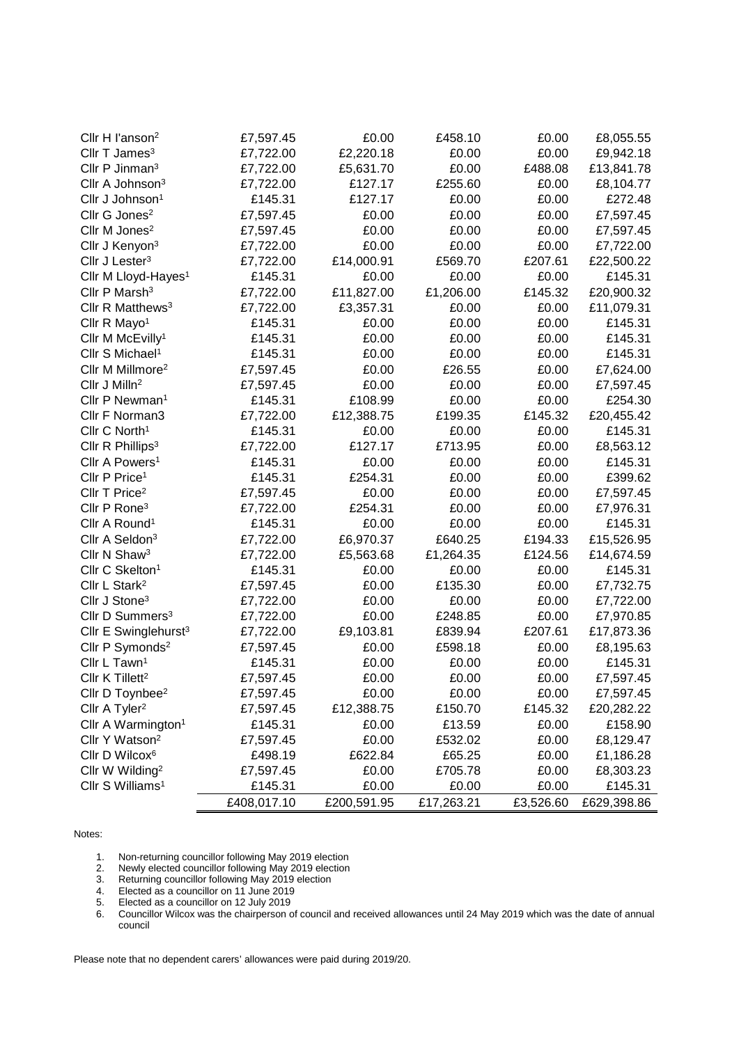| | | | | | |
|---|---|---|---|---|---|
| Cllr H I'anson[2] | £7,597.45 | £0.00 | £458.10 | £0.00 | £8,055.55 |
| Cllr T James[3] | £7,722.00 | £2,220.18 | £0.00 | £0.00 | £9,942.18 |
| Cllr P Jinman[3] | £7,722.00 | £5,631.70 | £0.00 | £488.08 | £13,841.78 |
| Cllr A Johnson[3] | £7,722.00 | £127.17 | £255.60 | £0.00 | £8,104.77 |
| Cllr J Johnson[1] | £145.31 | £127.17 | £0.00 | £0.00 | £272.48 |
| Cllr G Jones[2] | £7,597.45 | £0.00 | £0.00 | £0.00 | £7,597.45 |
| Cllr M Jones[2] | £7,597.45 | £0.00 | £0.00 | £0.00 | £7,597.45 |
| Cllr J Kenyon[3] | £7,722.00 | £0.00 | £0.00 | £0.00 | £7,722.00 |
| Cllr J Lester[3] | £7,722.00 | £14,000.91 | £569.70 | £207.61 | £22,500.22 |
| Cllr M Lloyd-Hayes[1] | £145.31 | £0.00 | £0.00 | £0.00 | £145.31 |
| Cllr P Marsh[3] | £7,722.00 | £11,827.00 | £1,206.00 | £145.32 | £20,900.32 |
| Cllr R Matthews[3] | £7,722.00 | £3,357.31 | £0.00 | £0.00 | £11,079.31 |
| Cllr R Mayo[1] | £145.31 | £0.00 | £0.00 | £0.00 | £145.31 |
| Cllr M McEvilly[1] | £145.31 | £0.00 | £0.00 | £0.00 | £145.31 |
| Cllr S Michael[1] | £145.31 | £0.00 | £0.00 | £0.00 | £145.31 |
| Cllr M Millmore[2] | £7,597.45 | £0.00 | £26.55 | £0.00 | £7,624.00 |
| Cllr J Milln[2] | £7,597.45 | £0.00 | £0.00 | £0.00 | £7,597.45 |
| Cllr P Newman[1] | £145.31 | £108.99 | £0.00 | £0.00 | £254.30 |
| Cllr F Norman3 | £7,722.00 | £12,388.75 | £199.35 | £145.32 | £20,455.42 |
| Cllr C North[1] | £145.31 | £0.00 | £0.00 | £0.00 | £145.31 |
| Cllr R Phillips[3] | £7,722.00 | £127.17 | £713.95 | £0.00 | £8,563.12 |
| Cllr A Powers[1] | £145.31 | £0.00 | £0.00 | £0.00 | £145.31 |
| Cllr P Price[1] | £145.31 | £254.31 | £0.00 | £0.00 | £399.62 |
| Cllr T Price[2] | £7,597.45 | £0.00 | £0.00 | £0.00 | £7,597.45 |
| Cllr P Rone[3] | £7,722.00 | £254.31 | £0.00 | £0.00 | £7,976.31 |
| Cllr A Round[1] | £145.31 | £0.00 | £0.00 | £0.00 | £145.31 |
| Cllr A Seldon[3] | £7,722.00 | £6,970.37 | £640.25 | £194.33 | £15,526.95 |
| Cllr N Shaw[3] | £7,722.00 | £5,563.68 | £1,264.35 | £124.56 | £14,674.59 |
| Cllr C Skelton[1] | £145.31 | £0.00 | £0.00 | £0.00 | £145.31 |
| Cllr L Stark[2] | £7,597.45 | £0.00 | £135.30 | £0.00 | £7,732.75 |
| Cllr J Stone[3] | £7,722.00 | £0.00 | £0.00 | £0.00 | £7,722.00 |
| Cllr D Summers[3] | £7,722.00 | £0.00 | £248.85 | £0.00 | £7,970.85 |
| Cllr E Swinglehurst[3] | £7,722.00 | £9,103.81 | £839.94 | £207.61 | £17,873.36 |
| Cllr P Symonds[2] | £7,597.45 | £0.00 | £598.18 | £0.00 | £8,195.63 |
| Cllr L Tawn[1] | £145.31 | £0.00 | £0.00 | £0.00 | £145.31 |
| Cllr K Tillett[2] | £7,597.45 | £0.00 | £0.00 | £0.00 | £7,597.45 |
| Cllr D Toynbee[2] | £7,597.45 | £0.00 | £0.00 | £0.00 | £7,597.45 |
| Cllr A Tyler[2] | £7,597.45 | £12,388.75 | £150.70 | £145.32 | £20,282.22 |
| Cllr A Warmington[1] | £145.31 | £0.00 | £13.59 | £0.00 | £158.90 |
| Cllr Y Watson[2] | £7,597.45 | £0.00 | £532.02 | £0.00 | £8,129.47 |
| Cllr D Wilcox[6] | £498.19 | £622.84 | £65.25 | £0.00 | £1,186.28 |
| Cllr W Wilding[2] | £7,597.45 | £0.00 | £705.78 | £0.00 | £8,303.23 |
| Cllr S Williams[1] | £145.31 | £0.00 | £0.00 | £0.00 | £145.31 |
| | £408,017.10 | £200,591.95 | £17,263.21 | £3,526.60 | £629,398.86 |

Notes:

1. Non-returning councillor following May 2019 election
2. Newly elected councillor following May 2019 election
3. Returning councillor following May 2019 election
4. Elected as a councillor on 11 June 2019
5. Elected as a councillor on 12 July 2019
6. Councillor Wilcox was the chairperson of council and received allowances until 24 May 2019 which was the date of annual council

Please note that no dependent carers' allowances were paid during 2019/20.